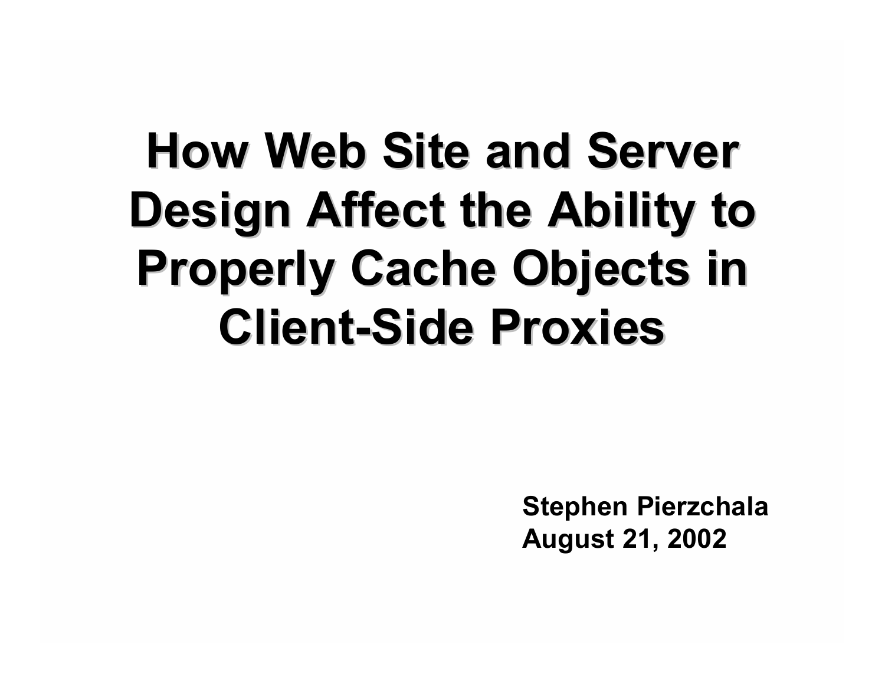# How Web Site and Server Design Affect the Ability to Properly Cache Objects in Client-Side Proxies

**Stephen Pierzchala**
**August 21, 2002**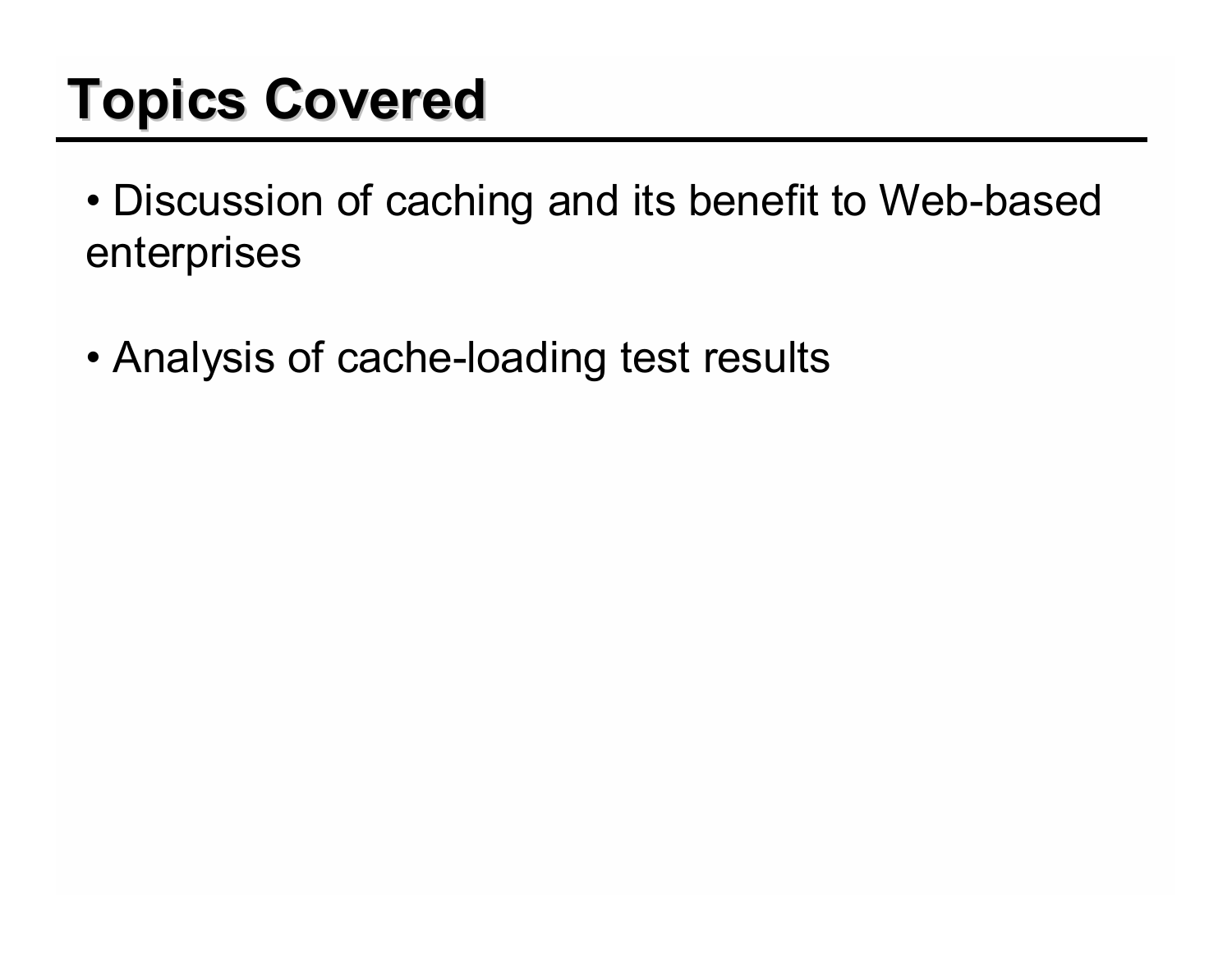# Topics Covered

- Discussion of caching and its benefit to Web-based enterprises
- Analysis of cache-loading test results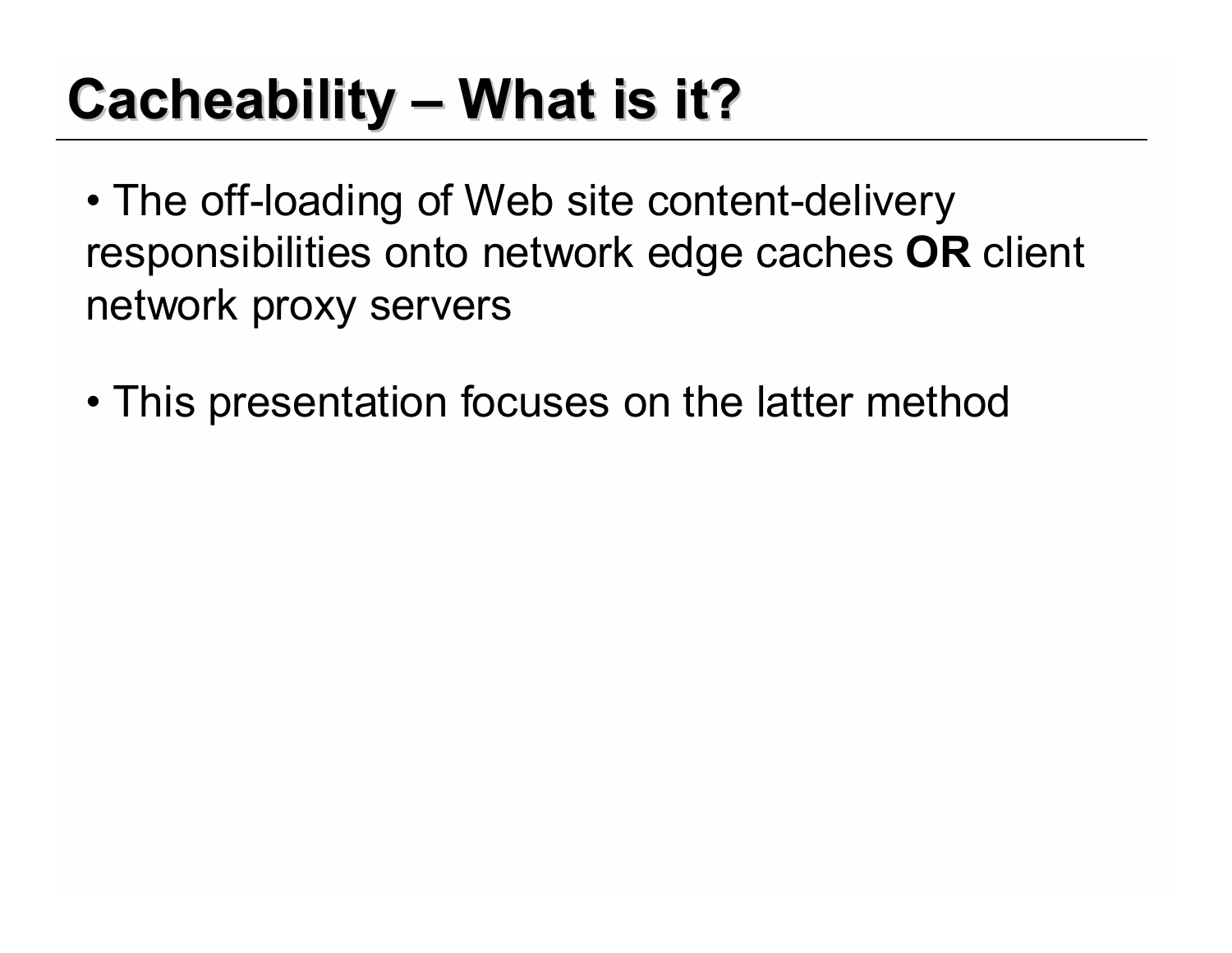# Cacheability – What is it?

- The off-loading of Web site content-delivery responsibilities onto network edge caches **OR** client network proxy servers
- This presentation focuses on the latter method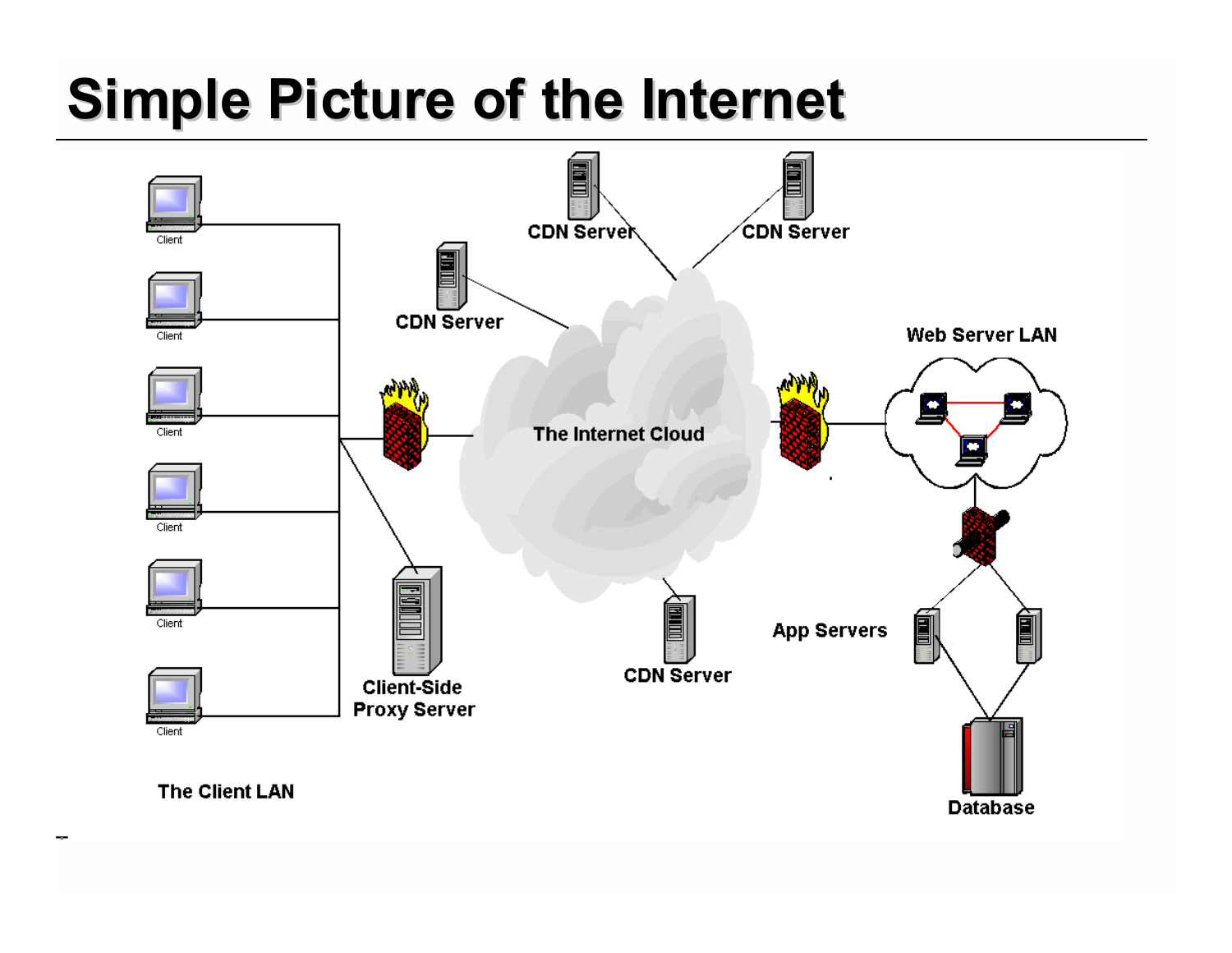# Simple Picture of the Internet

Client

Client

Client

Client

Client

Client

The Client LAN

CDN Server

CDN Server

CDN Server

CDN Server

Client-Side Proxy Server

The Internet Cloud

Web Server LAN

App Servers

Database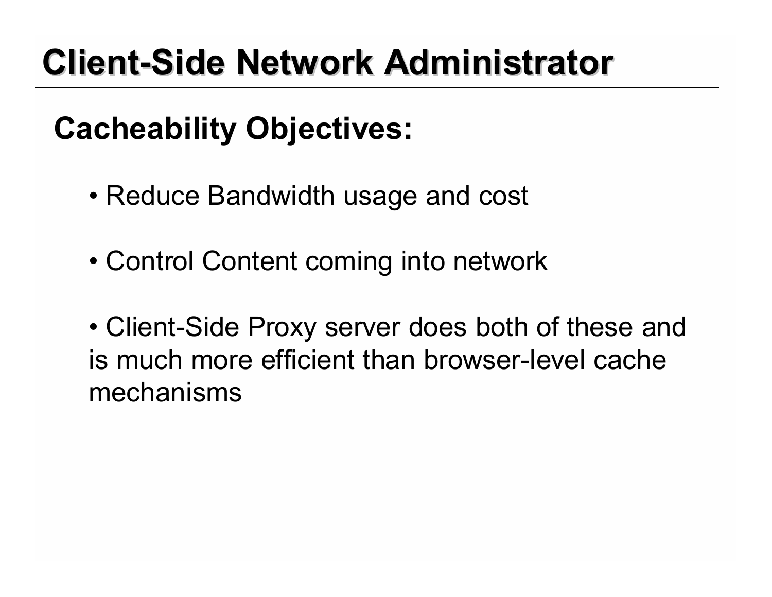# Client-Side Network Administrator

## Cacheability Objectives:

- Reduce Bandwidth usage and cost
- Control Content coming into network
- Client-Side Proxy server does both of these and is much more efficient than browser-level cache mechanisms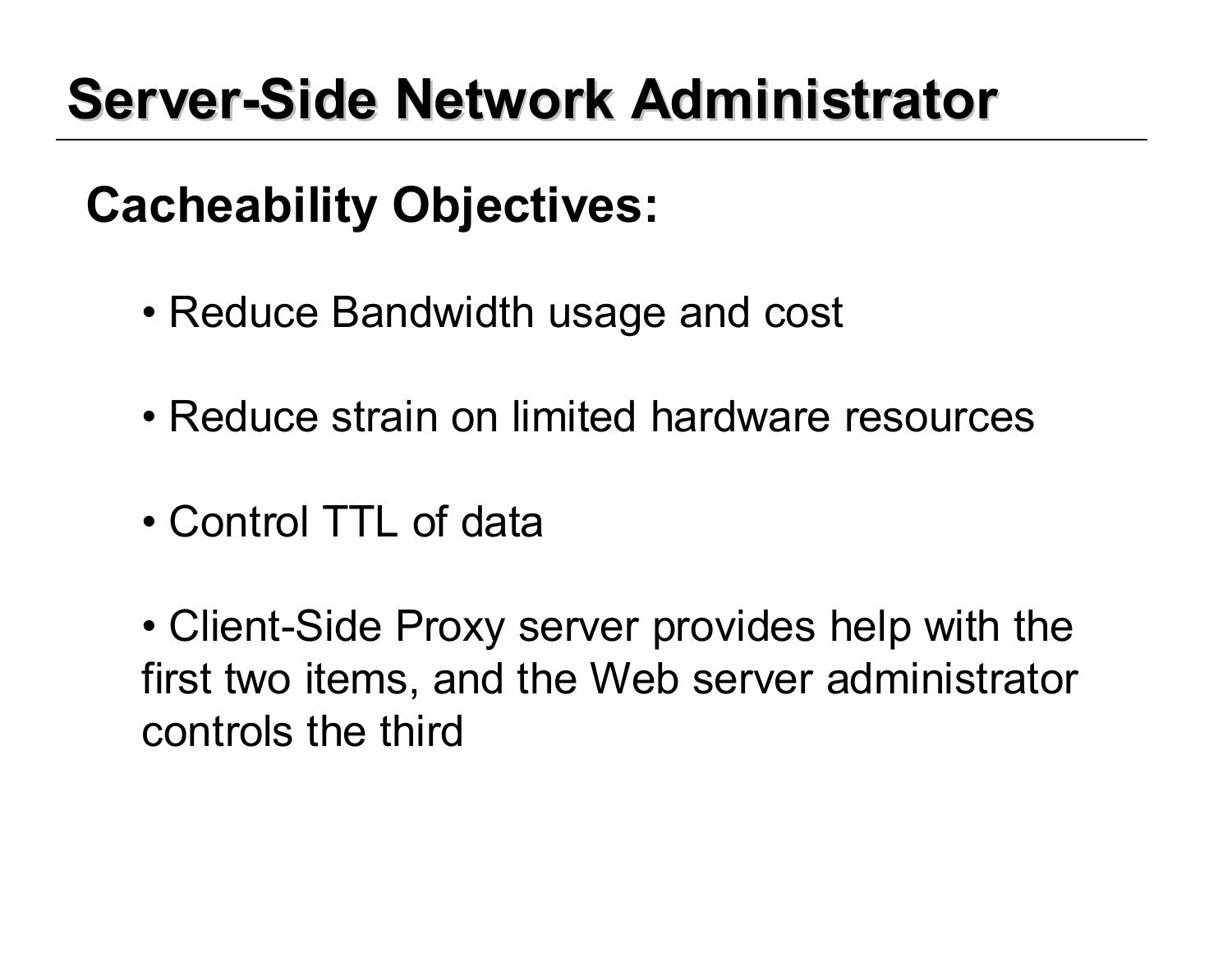# Server-Side Network Administrator

## Cacheability Objectives:

- Reduce Bandwidth usage and cost
- Reduce strain on limited hardware resources
- Control TTL of data
- Client-Side Proxy server provides help with the first two items, and the Web server administrator controls the third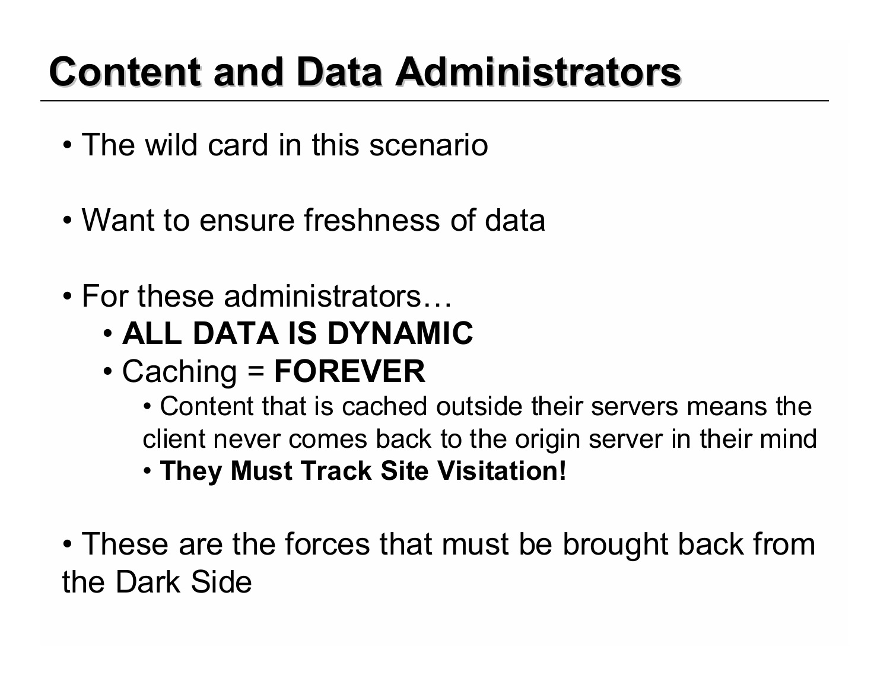# Content and Data Administrators

- The wild card in this scenario
- Want to ensure freshness of data
- For these administrators…
  - **ALL DATA IS DYNAMIC**
  - Caching = **FOREVER**
    - Content that is cached outside their servers means the client never comes back to the origin server in their mind
    - **They Must Track Site Visitation!**
- These are the forces that must be brought back from the Dark Side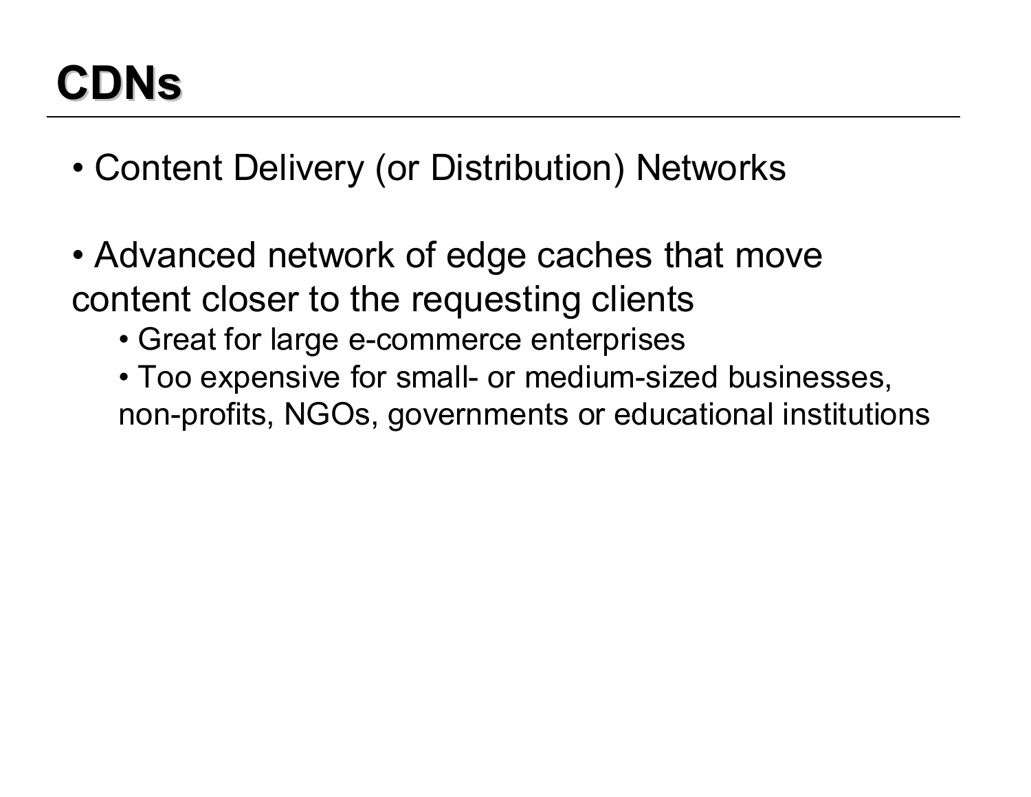# CDNs

- Content Delivery (or Distribution) Networks

- Advanced network of edge caches that move content closer to the requesting clients
  - Great for large e-commerce enterprises
  - Too expensive for small- or medium-sized businesses, non-profits, NGOs, governments or educational institutions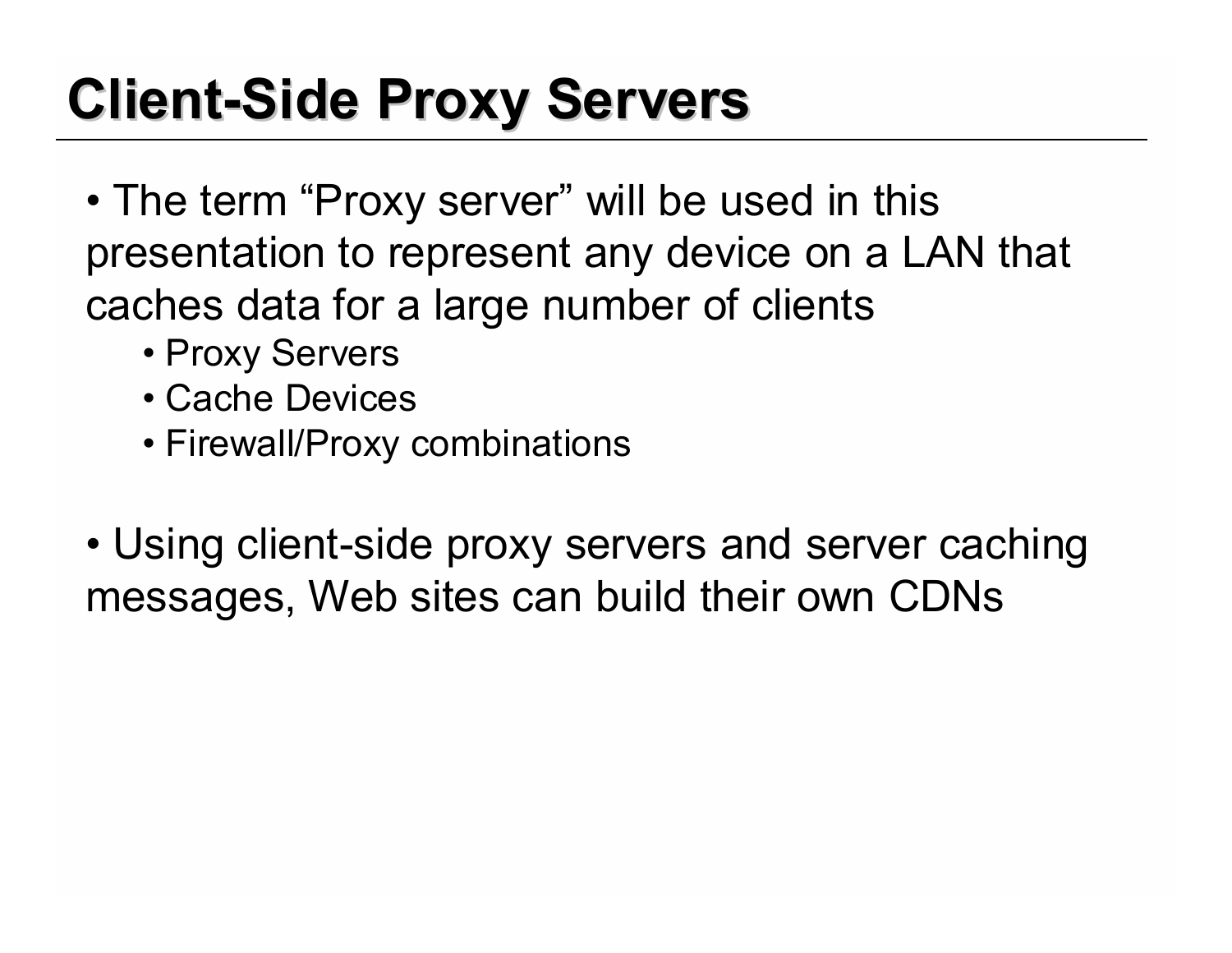# Client-Side Proxy Servers

- The term “Proxy server” will be used in this presentation to represent any device on a LAN that caches data for a large number of clients
  - Proxy Servers
  - Cache Devices
  - Firewall/Proxy combinations

- Using client-side proxy servers and server caching messages, Web sites can build their own CDNs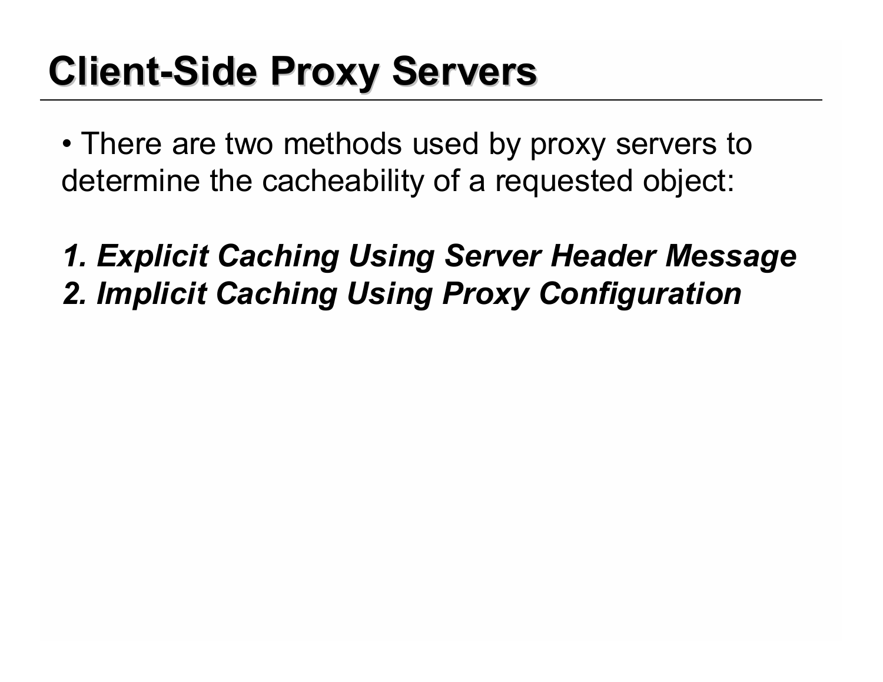# Client-Side Proxy Servers

- There are two methods used by proxy servers to determine the cacheability of a requested object:

***1. Explicit Caching Using Server Header Message***
***2. Implicit Caching Using Proxy Configuration***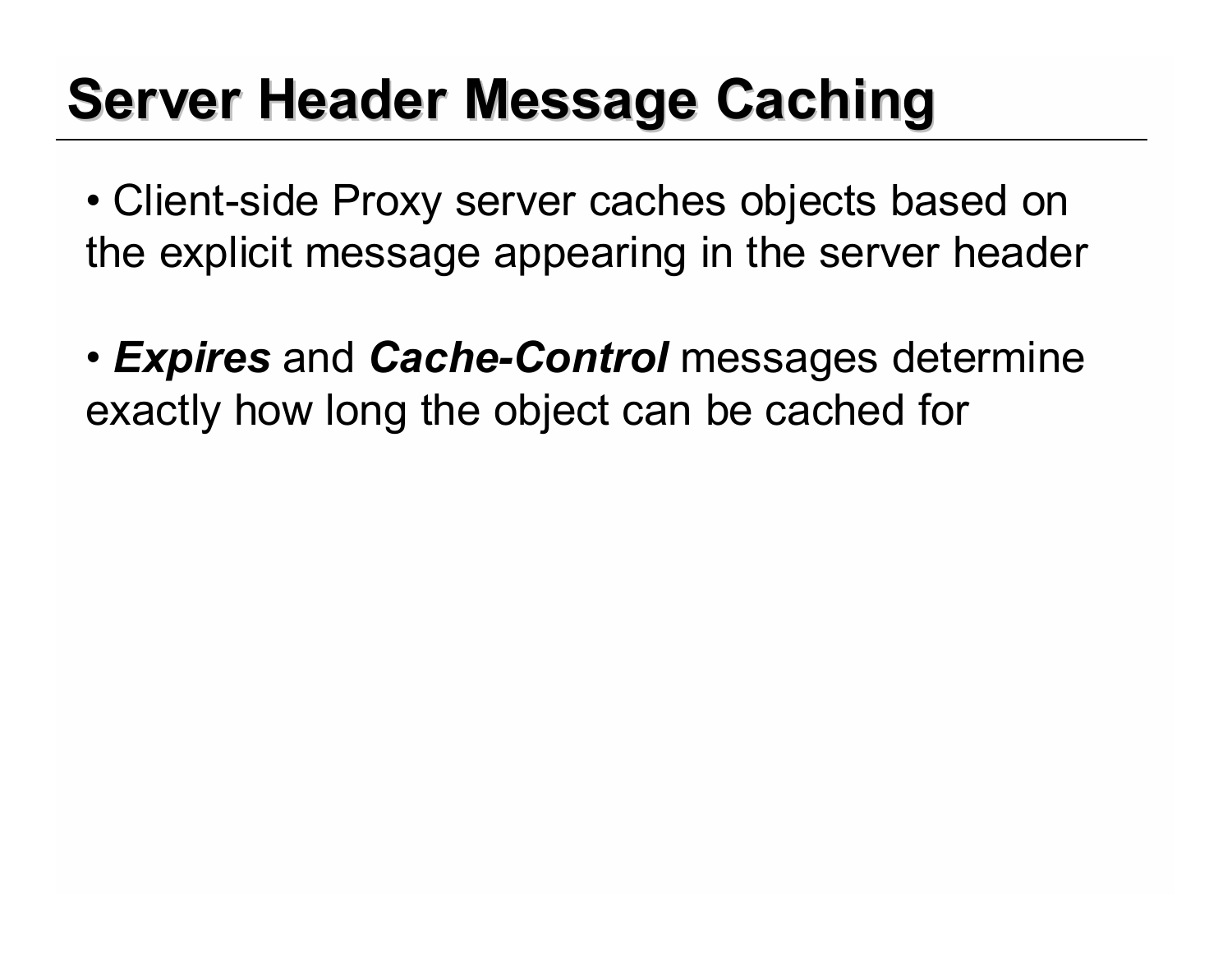# Server Header Message Caching

- Client-side Proxy server caches objects based on the explicit message appearing in the server header

- ***Expires*** and ***Cache-Control*** messages determine exactly how long the object can be cached for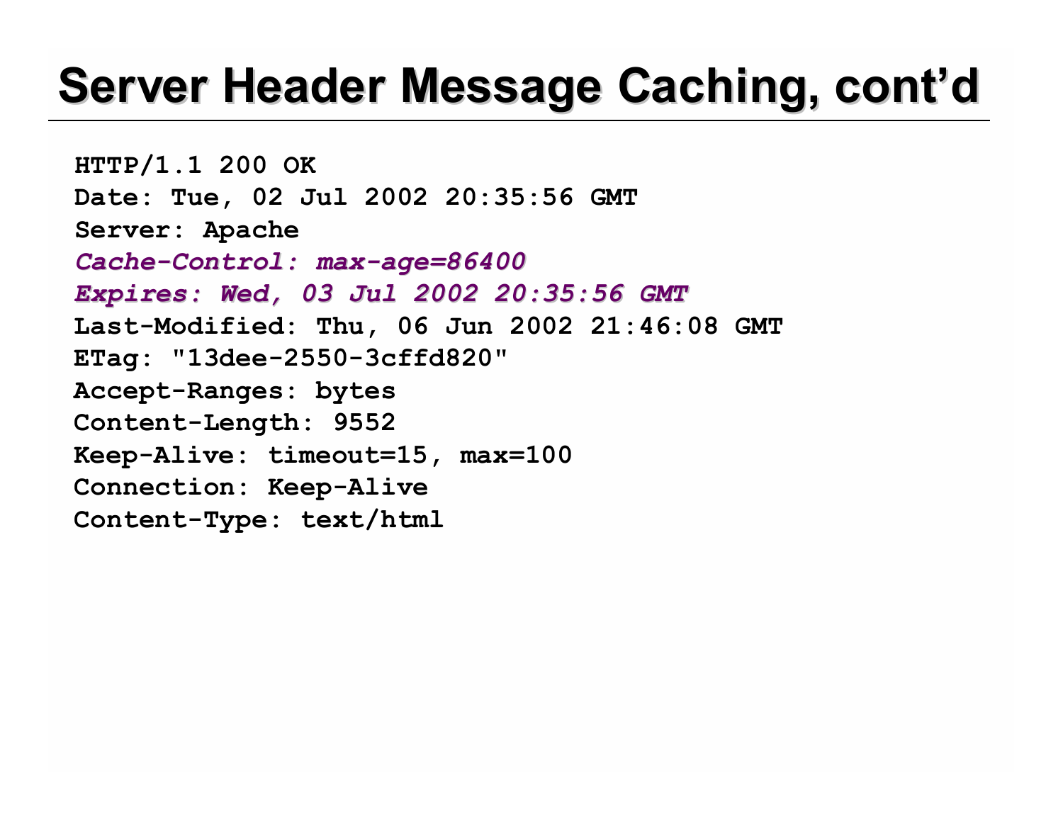# Server Header Message Caching, cont'd

```
HTTP/1.1 200 OK
Date: Tue, 02 Jul 2002 20:35:56 GMT
Server: Apache
Cache-Control: max-age=86400
Expires: Wed, 03 Jul 2002 20:35:56 GMT
Last-Modified: Thu, 06 Jun 2002 21:46:08 GMT
ETag: "13dee-2550-3cffd820"
Accept-Ranges: bytes
Content-Length: 9552
Keep-Alive: timeout=15, max=100
Connection: Keep-Alive
Content-Type: text/html
```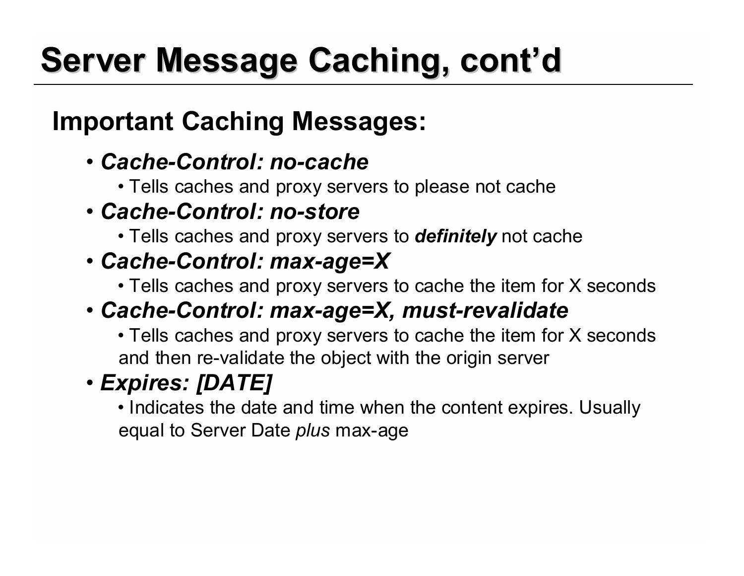# Server Message Caching, cont'd

## Important Caching Messages:

- ***Cache-Control: no-cache***
  - Tells caches and proxy servers to please not cache
- ***Cache-Control: no-store***
  - Tells caches and proxy servers to ***definitely*** not cache
- ***Cache-Control: max-age=X***
  - Tells caches and proxy servers to cache the item for X seconds
- ***Cache-Control: max-age=X, must-revalidate***
  - Tells caches and proxy servers to cache the item for X seconds and then re-validate the object with the origin server
- ***Expires: [DATE]***
  - Indicates the date and time when the content expires. Usually equal to Server Date *plus* max-age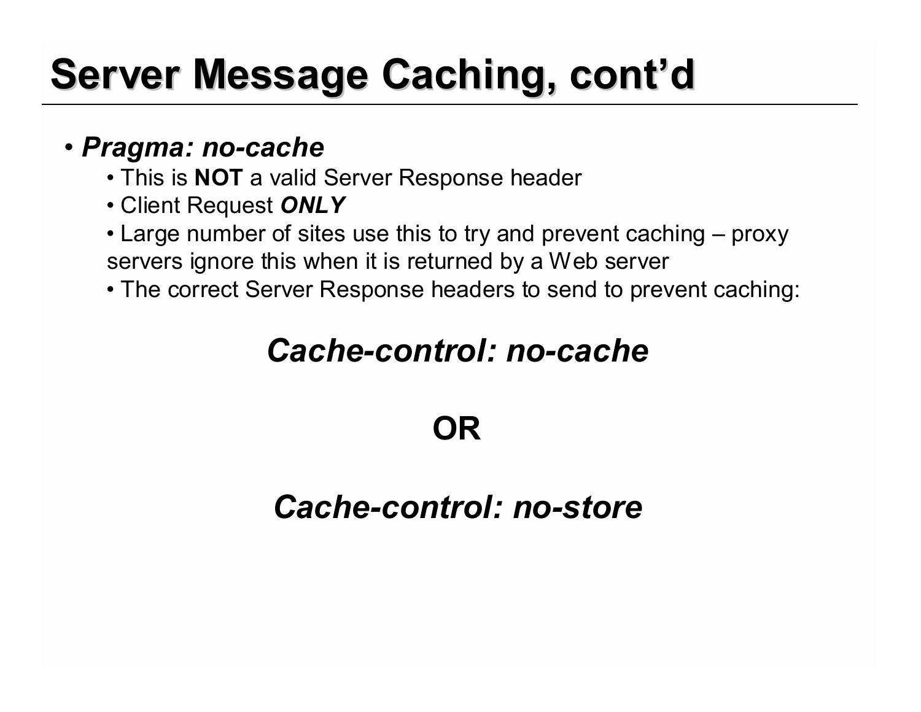# Server Message Caching, cont'd

- ***Pragma: no-cache***
  - This is **NOT** a valid Server Response header
  - Client Request ***ONLY***
  - Large number of sites use this to try and prevent caching – proxy servers ignore this when it is returned by a Web server
  - The correct Server Response headers to send to prevent caching:

***Cache-control: no-cache***

**OR**

***Cache-control: no-store***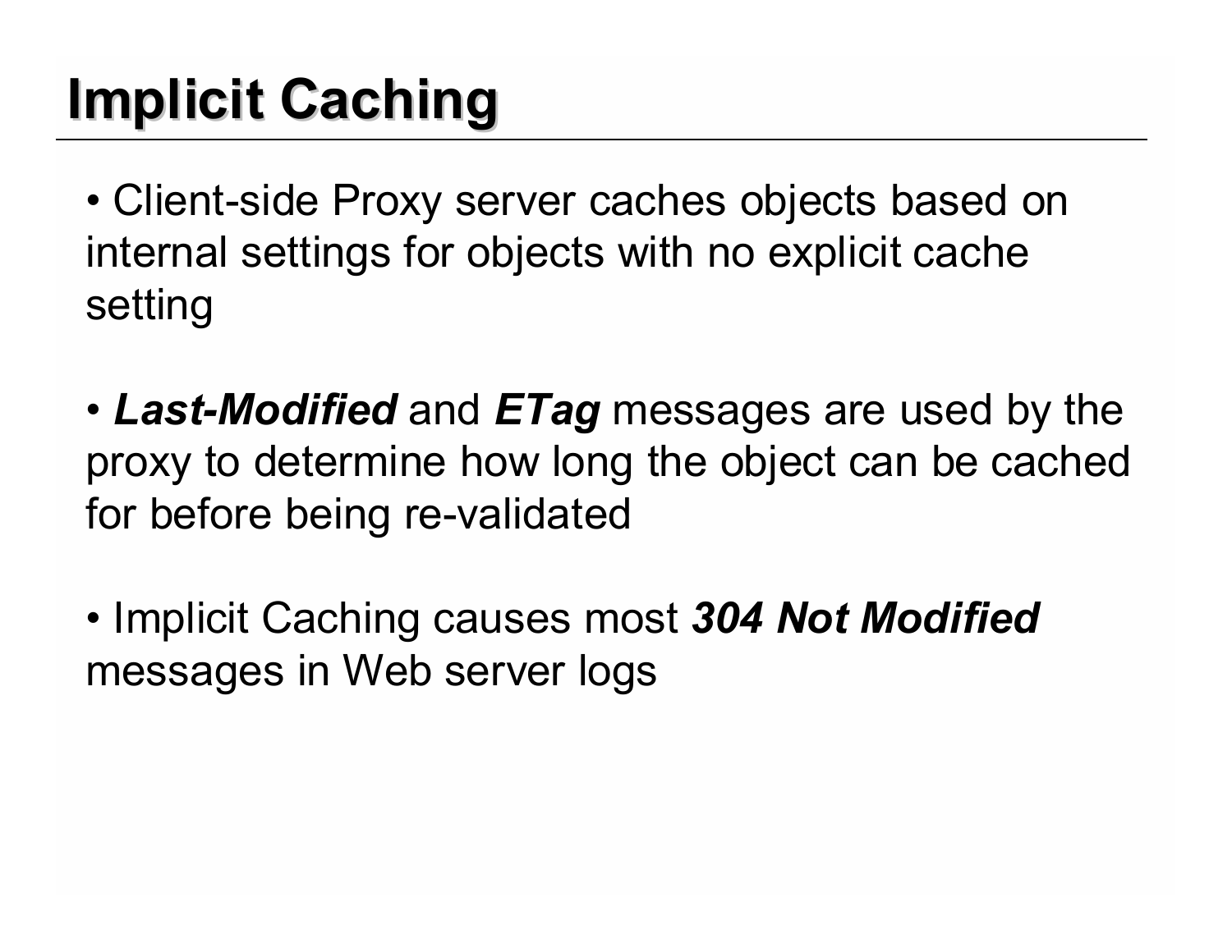# Implicit Caching

- Client-side Proxy server caches objects based on internal settings for objects with no explicit cache setting

- ***Last-Modified*** and ***ETag*** messages are used by the proxy to determine how long the object can be cached for before being re-validated

- Implicit Caching causes most ***304 Not Modified*** messages in Web server logs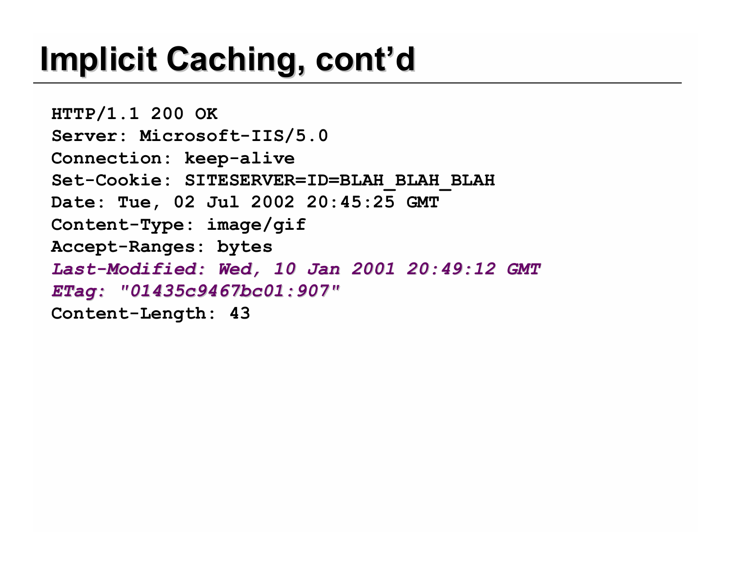# Implicit Caching, cont'd

```
HTTP/1.1 200 OK
Server: Microsoft-IIS/5.0
Connection: keep-alive
Set-Cookie: SITESERVER=ID=BLAH_BLAH_BLAH
Date: Tue, 02 Jul 2002 20:45:25 GMT
Content-Type: image/gif
Accept-Ranges: bytes
Last-Modified: Wed, 10 Jan 2001 20:49:12 GMT
ETag: "01435c9467bc01:907"
Content-Length: 43
```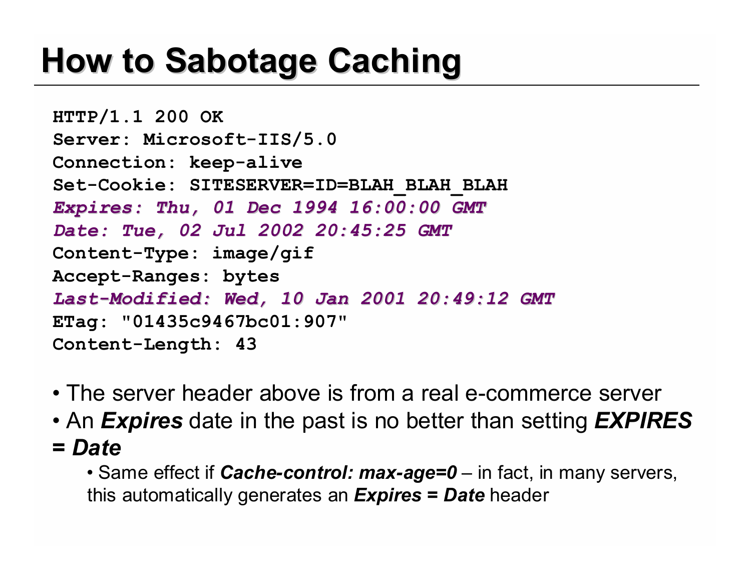# How to Sabotage Caching

```
HTTP/1.1 200 OK
Server: Microsoft-IIS/5.0
Connection: keep-alive
Set-Cookie: SITESERVER=ID=BLAH_BLAH_BLAH
Expires: Thu, 01 Dec 1994 16:00:00 GMT
Date: Tue, 02 Jul 2002 20:45:25 GMT
Content-Type: image/gif
Accept-Ranges: bytes
Last-Modified: Wed, 10 Jan 2001 20:49:12 GMT
ETag: "01435c9467bc01:907"
Content-Length: 43
```

- The server header above is from a real e-commerce server
- An ***Expires*** date in the past is no better than setting ***EXPIRES = Date***
  - Same effect if ***Cache-control: max-age=0*** – in fact, in many servers, this automatically generates an ***Expires = Date*** header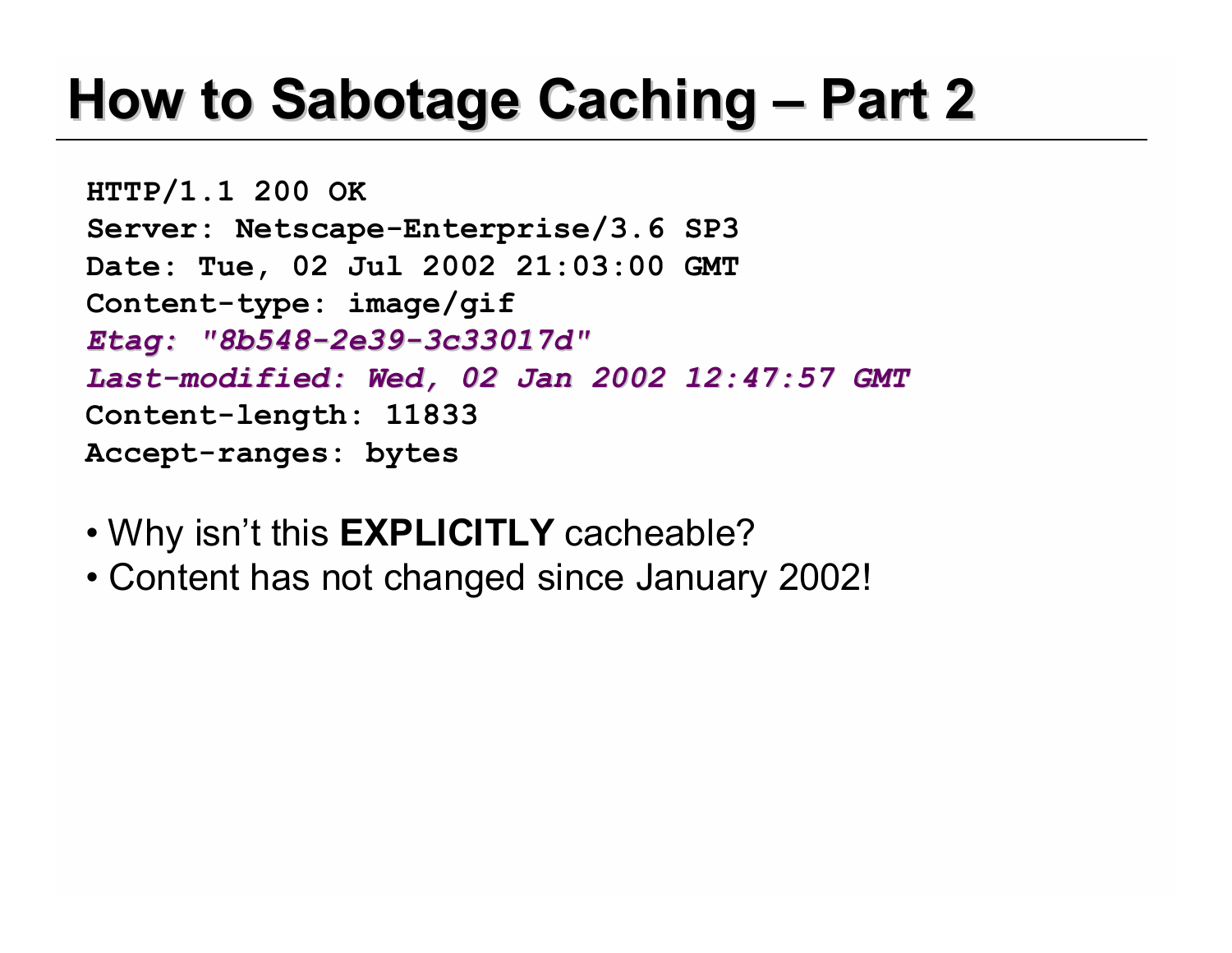# How to Sabotage Caching – Part 2

```
HTTP/1.1 200 OK
Server: Netscape-Enterprise/3.6 SP3
Date: Tue, 02 Jul 2002 21:03:00 GMT
Content-type: image/gif
Etag: "8b548-2e39-3c33017d"
Last-modified: Wed, 02 Jan 2002 12:47:57 GMT
Content-length: 11833
Accept-ranges: bytes
```

- Why isn't this **EXPLICITLY** cacheable?
- Content has not changed since January 2002!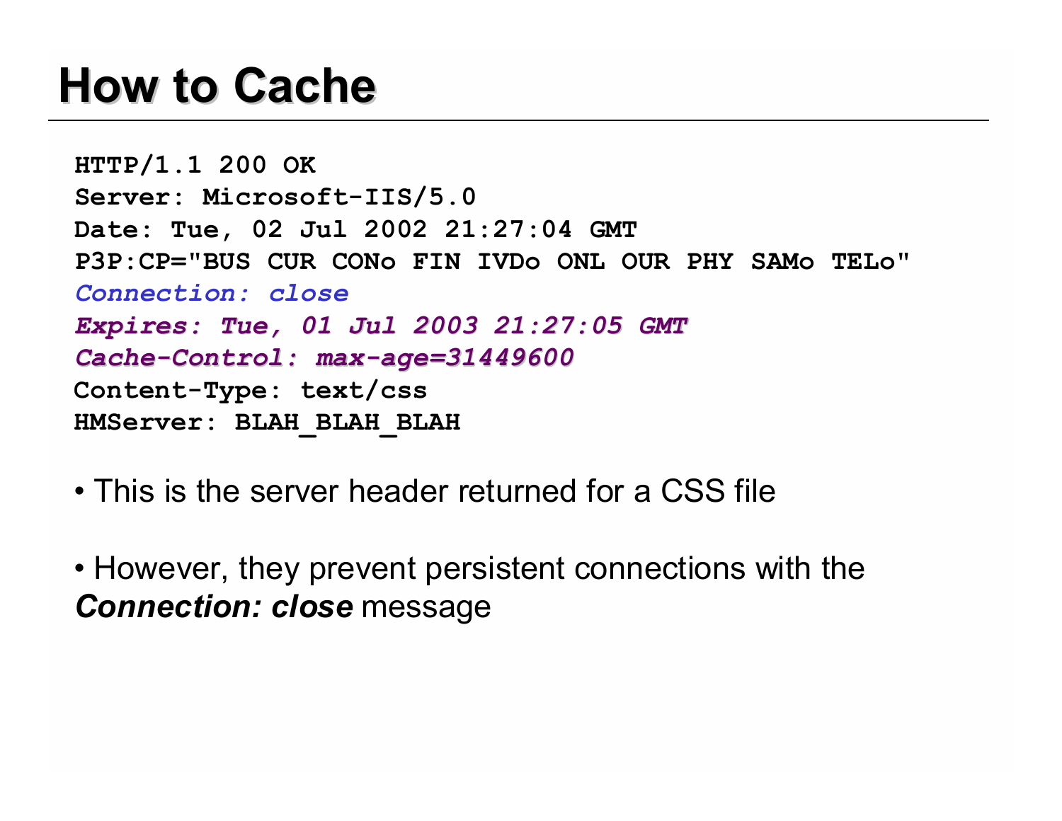# How to Cache

```
HTTP/1.1 200 OK
Server: Microsoft-IIS/5.0
Date: Tue, 02 Jul 2002 21:27:04 GMT
P3P:CP="BUS CUR CONo FIN IVDo ONL OUR PHY SAMo TELo"
Connection: close
Expires: Tue, 01 Jul 2003 21:27:05 GMT
Cache-Control: max-age=31449600
Content-Type: text/css
HMServer: BLAH_BLAH_BLAH
```

- This is the server header returned for a CSS file
- However, they prevent persistent connections with the ***Connection: close*** message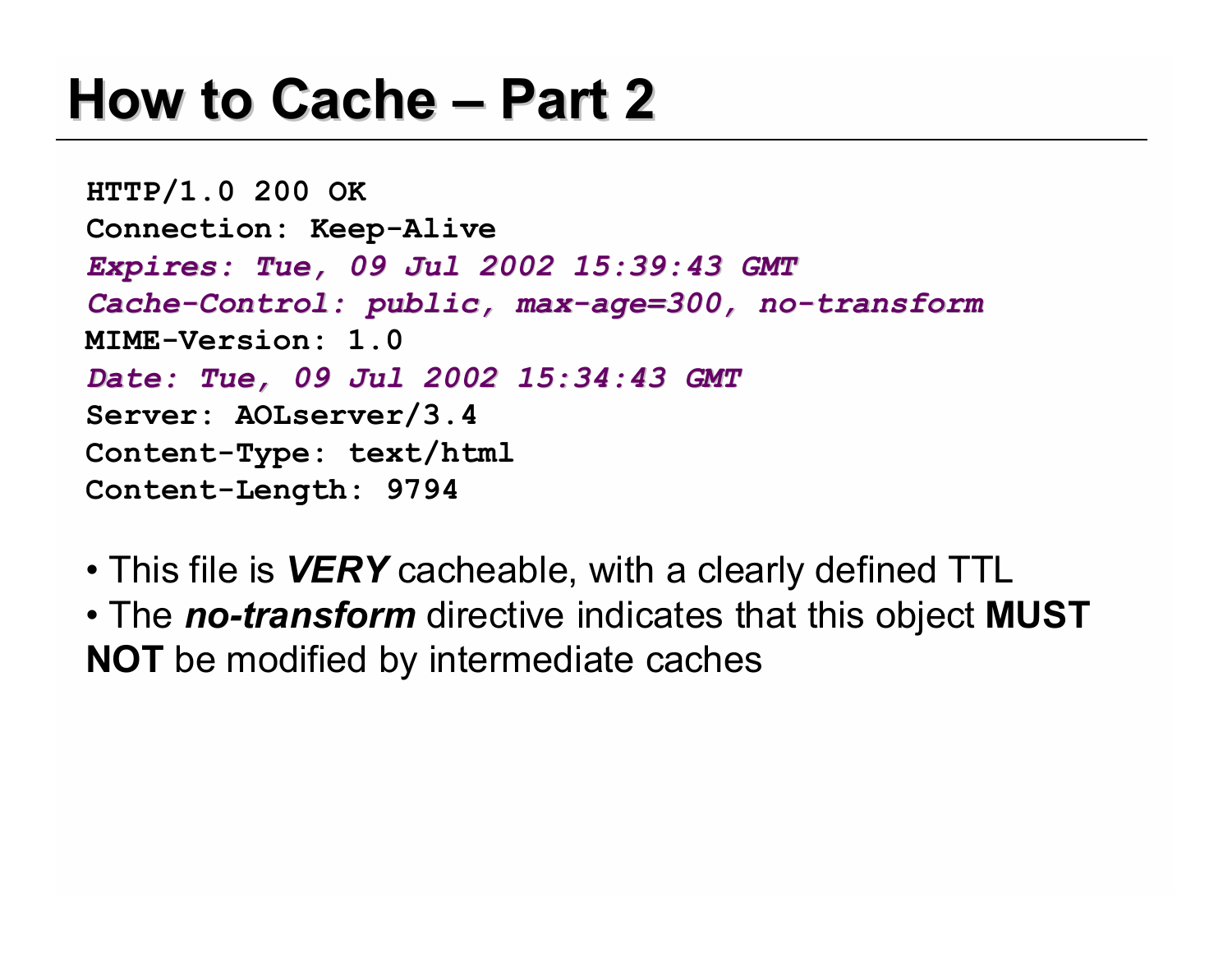# How to Cache – Part 2

```
HTTP/1.0 200 OK
Connection: Keep-Alive
Expires: Tue, 09 Jul 2002 15:39:43 GMT
Cache-Control: public, max-age=300, no-transform
MIME-Version: 1.0
Date: Tue, 09 Jul 2002 15:34:43 GMT
Server: AOLserver/3.4
Content-Type: text/html
Content-Length: 9794
```

- This file is ***VERY*** cacheable, with a clearly defined TTL
- The ***no-transform*** directive indicates that this object **MUST NOT** be modified by intermediate caches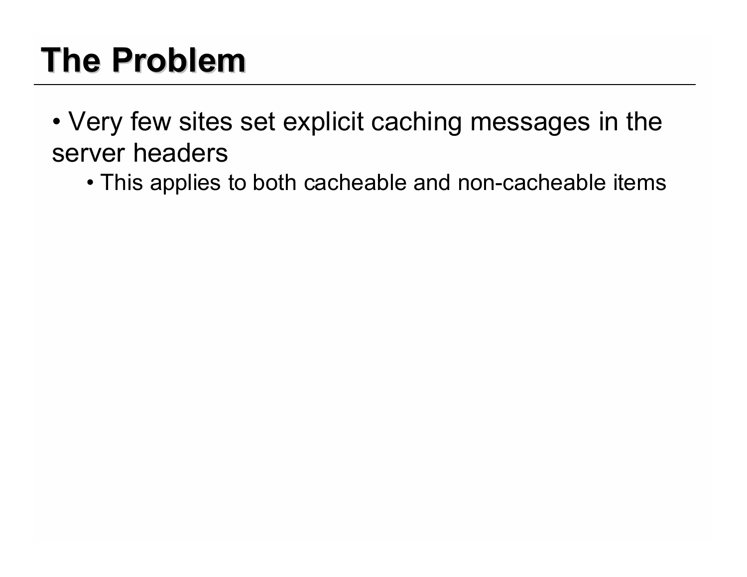# The Problem

- Very few sites set explicit caching messages in the server headers
  - This applies to both cacheable and non-cacheable items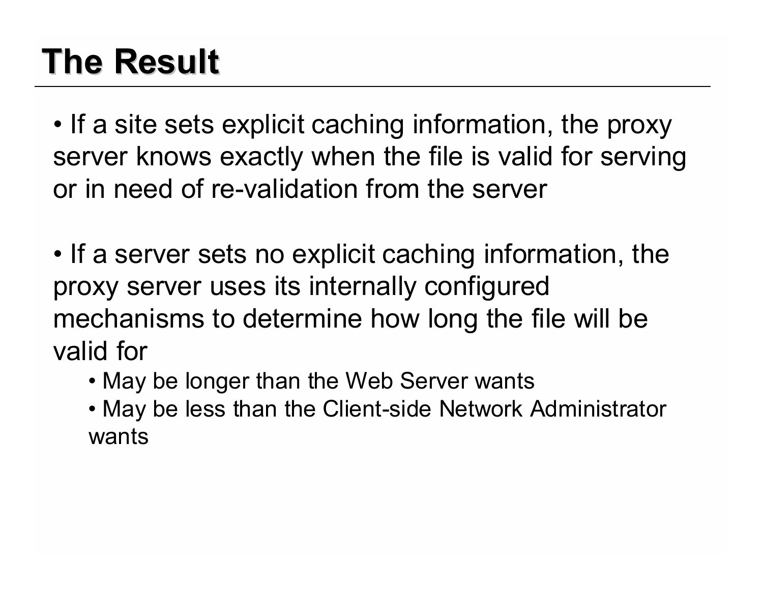# The Result

- If a site sets explicit caching information, the proxy server knows exactly when the file is valid for serving or in need of re-validation from the server

- If a server sets no explicit caching information, the proxy server uses its internally configured mechanisms to determine how long the file will be valid for
  - May be longer than the Web Server wants
  - May be less than the Client-side Network Administrator wants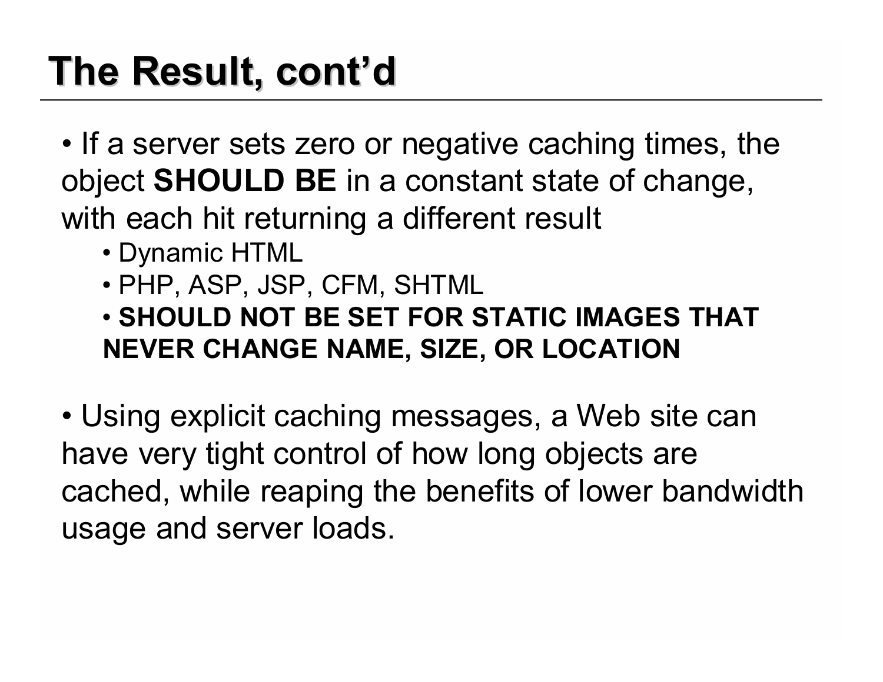# The Result, cont'd

- If a server sets zero or negative caching times, the object **SHOULD BE** in a constant state of change, with each hit returning a different result
  - Dynamic HTML
  - PHP, ASP, JSP, CFM, SHTML
  - **SHOULD NOT BE SET FOR STATIC IMAGES THAT NEVER CHANGE NAME, SIZE, OR LOCATION**

- Using explicit caching messages, a Web site can have very tight control of how long objects are cached, while reaping the benefits of lower bandwidth usage and server loads.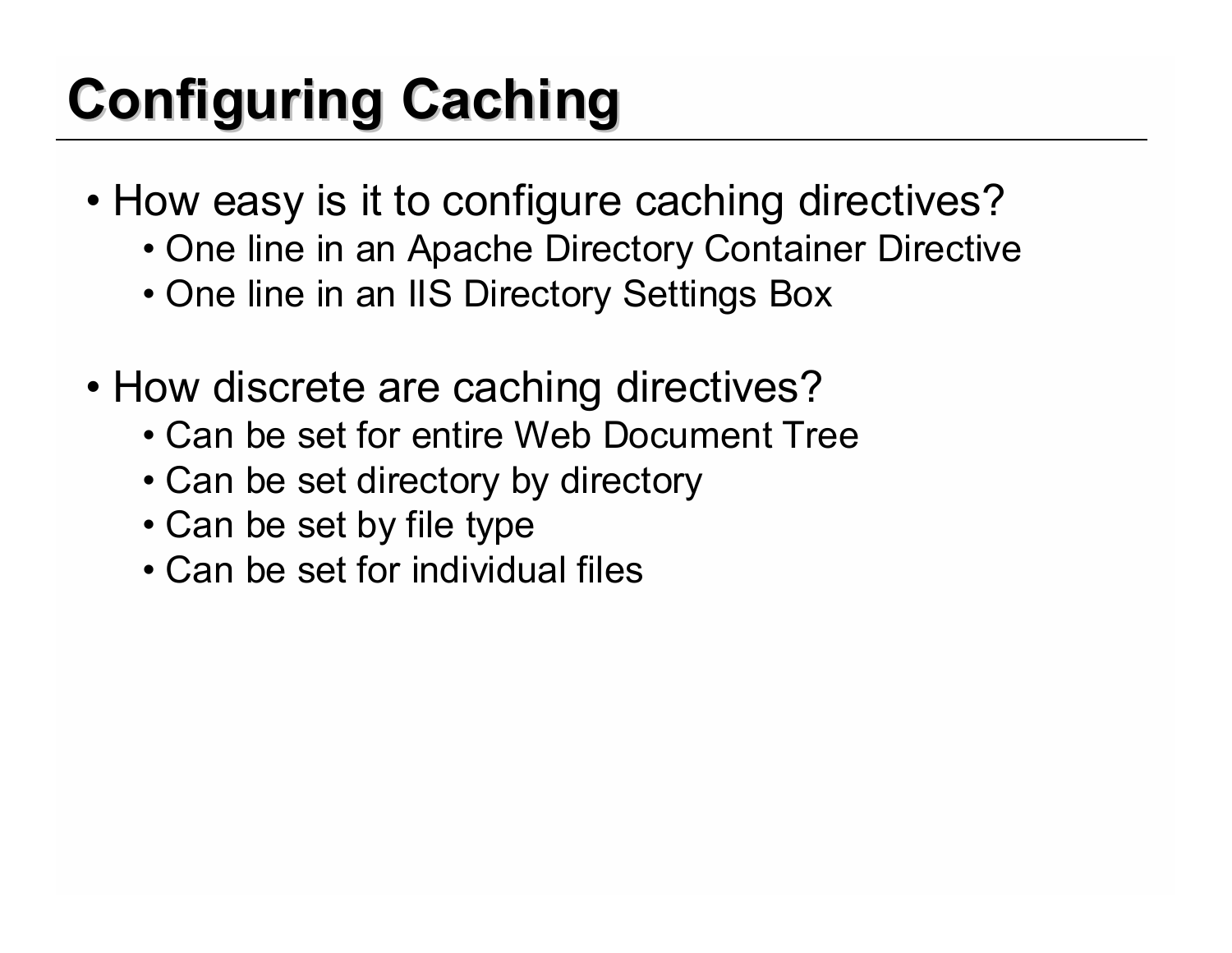# Configuring Caching

- How easy is it to configure caching directives?
  - One line in an Apache Directory Container Directive
  - One line in an IIS Directory Settings Box
- How discrete are caching directives?
  - Can be set for entire Web Document Tree
  - Can be set directory by directory
  - Can be set by file type
  - Can be set for individual files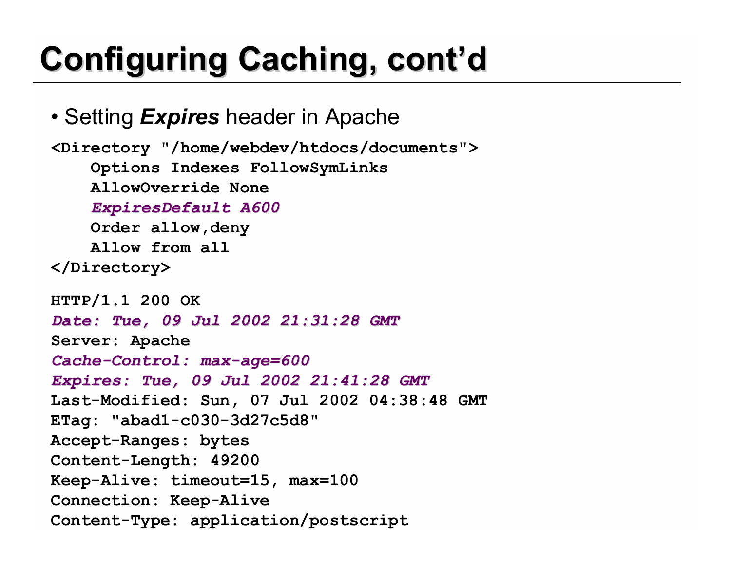# Configuring Caching, cont'd

- Setting ***Expires*** header in Apache

```
<Directory "/home/webdev/htdocs/documents">
    Options Indexes FollowSymLinks
    AllowOverride None
    ExpiresDefault A600
    Order allow,deny
    Allow from all
</Directory>
```

```
HTTP/1.1 200 OK
Date: Tue, 09 Jul 2002 21:31:28 GMT
Server: Apache
Cache-Control: max-age=600
Expires: Tue, 09 Jul 2002 21:41:28 GMT
Last-Modified: Sun, 07 Jul 2002 04:38:48 GMT
ETag: "abad1-c030-3d27c5d8"
Accept-Ranges: bytes
Content-Length: 49200
Keep-Alive: timeout=15, max=100
Connection: Keep-Alive
Content-Type: application/postscript
```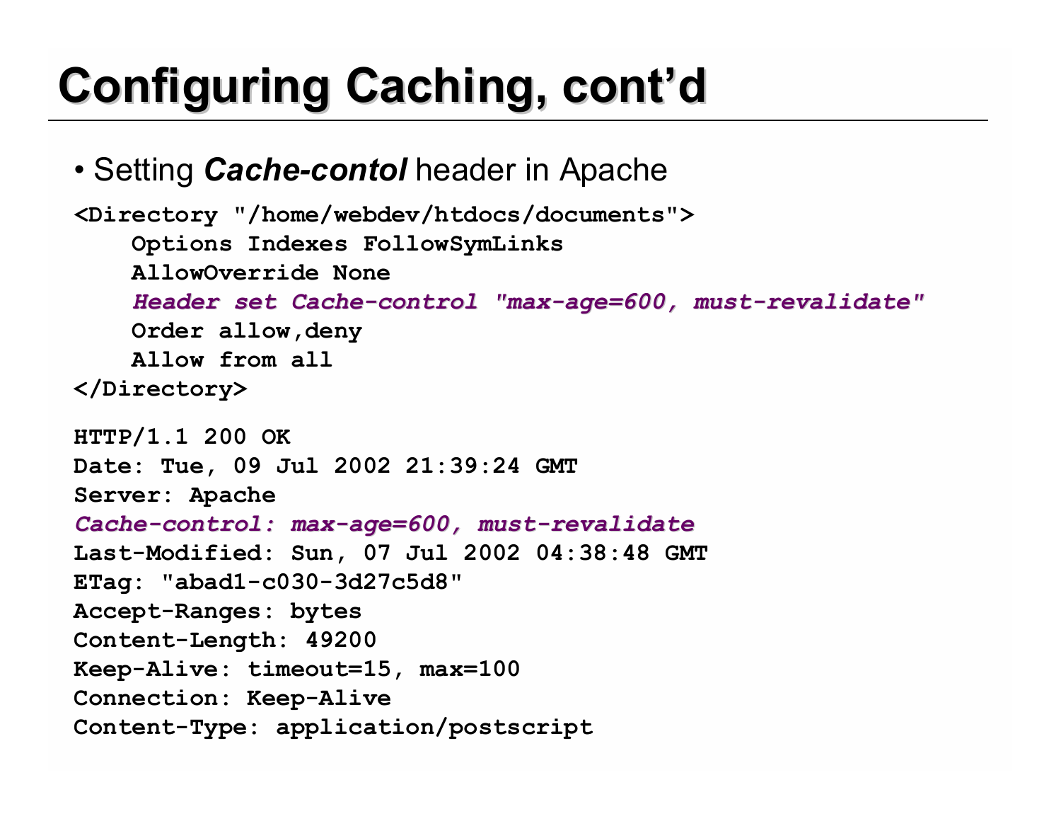# Configuring Caching, cont'd

- Setting ***Cache-contol*** header in Apache

```
<Directory "/home/webdev/htdocs/documents">
    Options Indexes FollowSymLinks
    AllowOverride None
    Header set Cache-control "max-age=600, must-revalidate"
    Order allow,deny
    Allow from all
</Directory>
```

```
HTTP/1.1 200 OK
Date: Tue, 09 Jul 2002 21:39:24 GMT
Server: Apache
Cache-control: max-age=600, must-revalidate
Last-Modified: Sun, 07 Jul 2002 04:38:48 GMT
ETag: "abad1-c030-3d27c5d8"
Accept-Ranges: bytes
Content-Length: 49200
Keep-Alive: timeout=15, max=100
Connection: Keep-Alive
Content-Type: application/postscript
```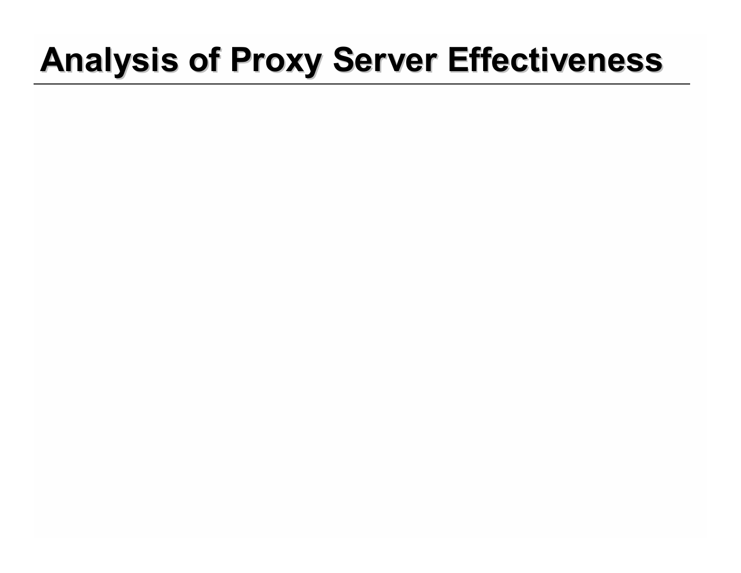# Analysis of Proxy Server Effectiveness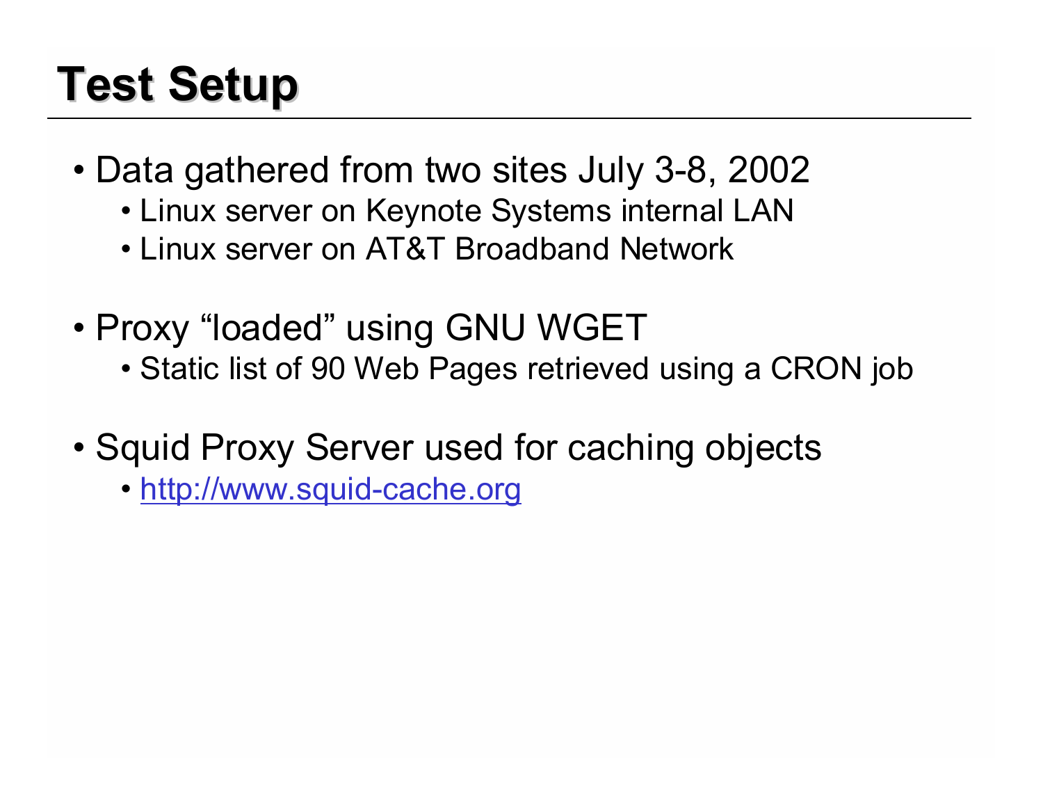# Test Setup

- Data gathered from two sites July 3-8, 2002
  - Linux server on Keynote Systems internal LAN
  - Linux server on AT&T Broadband Network
- Proxy "loaded" using GNU WGET
  - Static list of 90 Web Pages retrieved using a CRON job
- Squid Proxy Server used for caching objects
  - [http://www.squid-cache.org](http://www.squid-cache.org)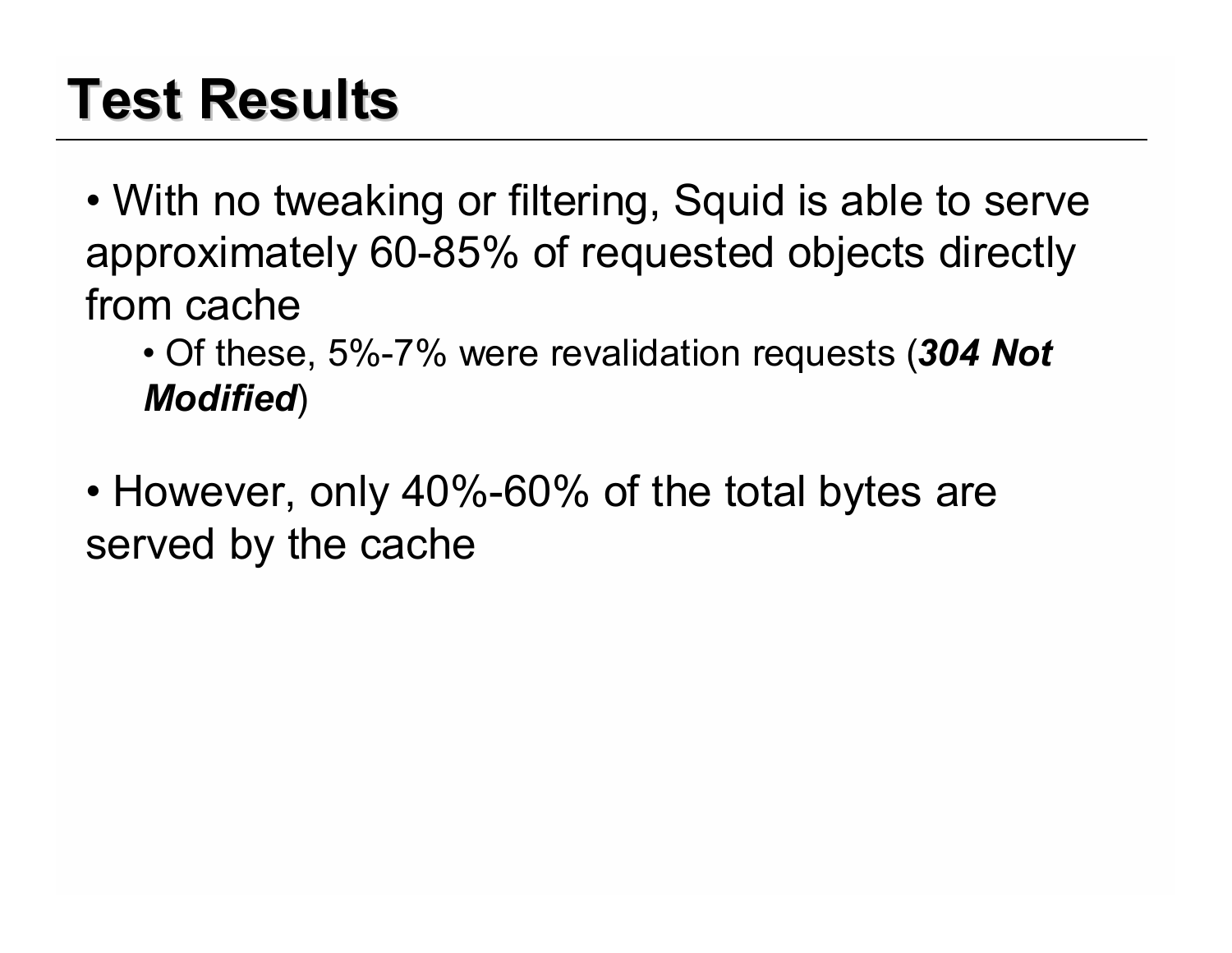# Test Results

- With no tweaking or filtering, Squid is able to serve approximately 60-85% of requested objects directly from cache
  - Of these, 5%-7% were revalidation requests (***304 Not Modified***)

- However, only 40%-60% of the total bytes are served by the cache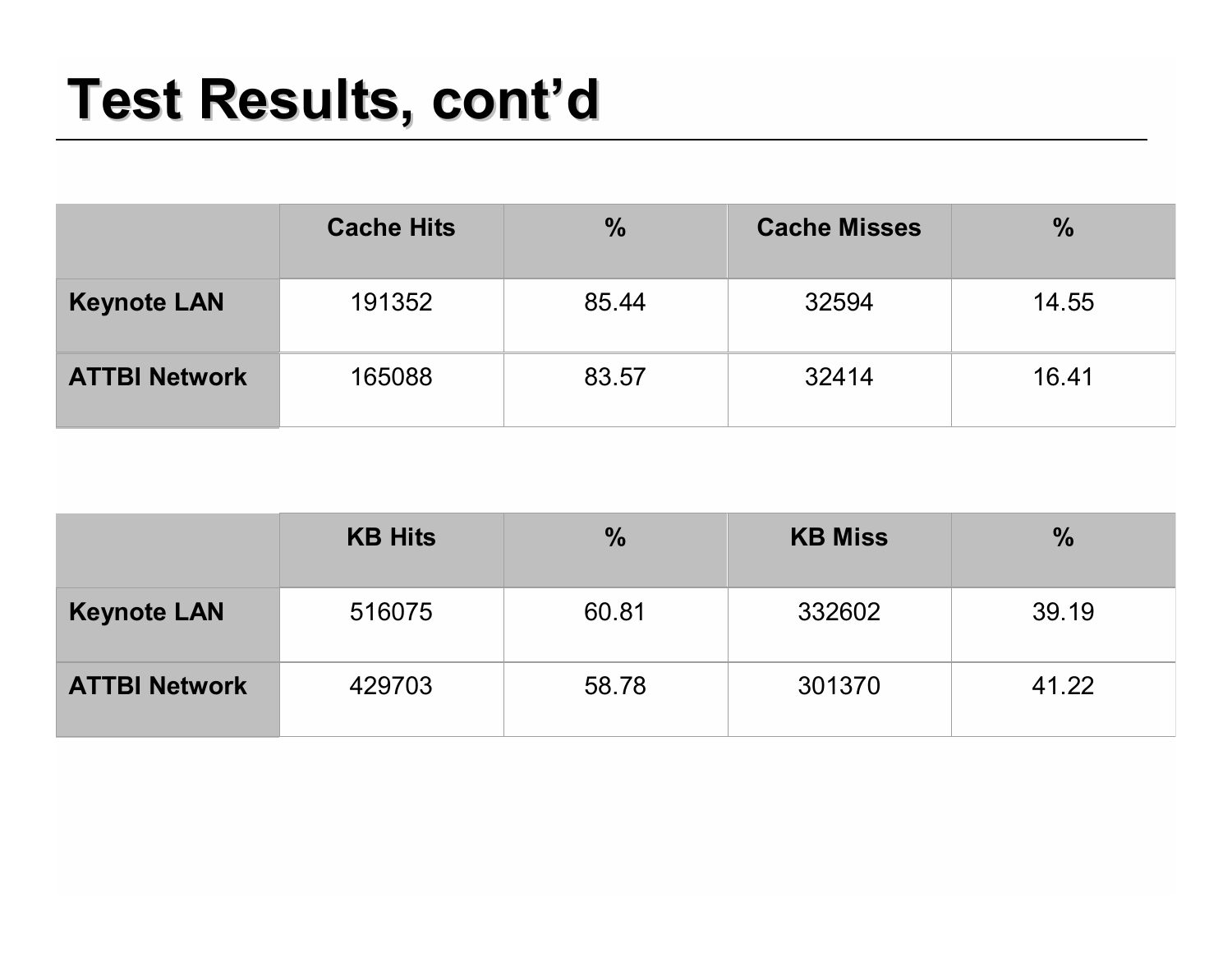# Test Results, cont'd

| | Cache Hits | % | Cache Misses | % |
|---|---|---|---|---|
| **Keynote LAN** | 191352 | 85.44 | 32594 | 14.55 |
| **ATTBI Network** | 165088 | 83.57 | 32414 | 16.41 |

| | KB Hits | % | KB Miss | % |
|---|---|---|---|---|
| **Keynote LAN** | 516075 | 60.81 | 332602 | 39.19 |
| **ATTBI Network** | 429703 | 58.78 | 301370 | 41.22 |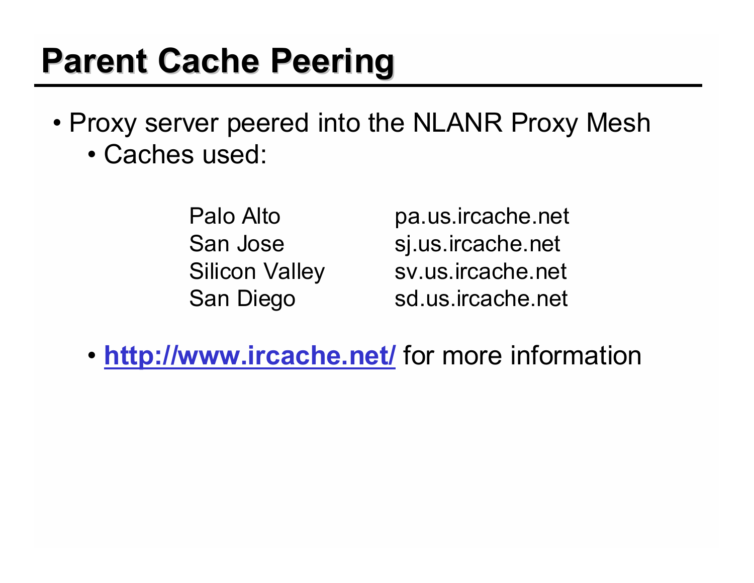# Parent Cache Peering

- Proxy server peered into the NLANR Proxy Mesh
  - Caches used:

| | |
|---|---|
| Palo Alto | pa.us.ircache.net |
| San Jose | sj.us.ircache.net |
| Silicon Valley | sv.us.ircache.net |
| San Diego | sd.us.ircache.net |

  - **http://www.ircache.net/** for more information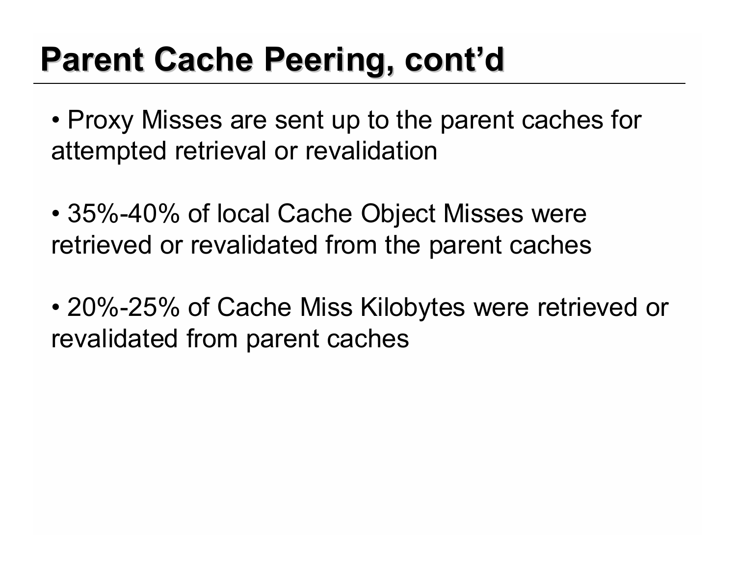# Parent Cache Peering, cont'd

- Proxy Misses are sent up to the parent caches for attempted retrieval or revalidation

- 35%-40% of local Cache Object Misses were retrieved or revalidated from the parent caches

- 20%-25% of Cache Miss Kilobytes were retrieved or revalidated from parent caches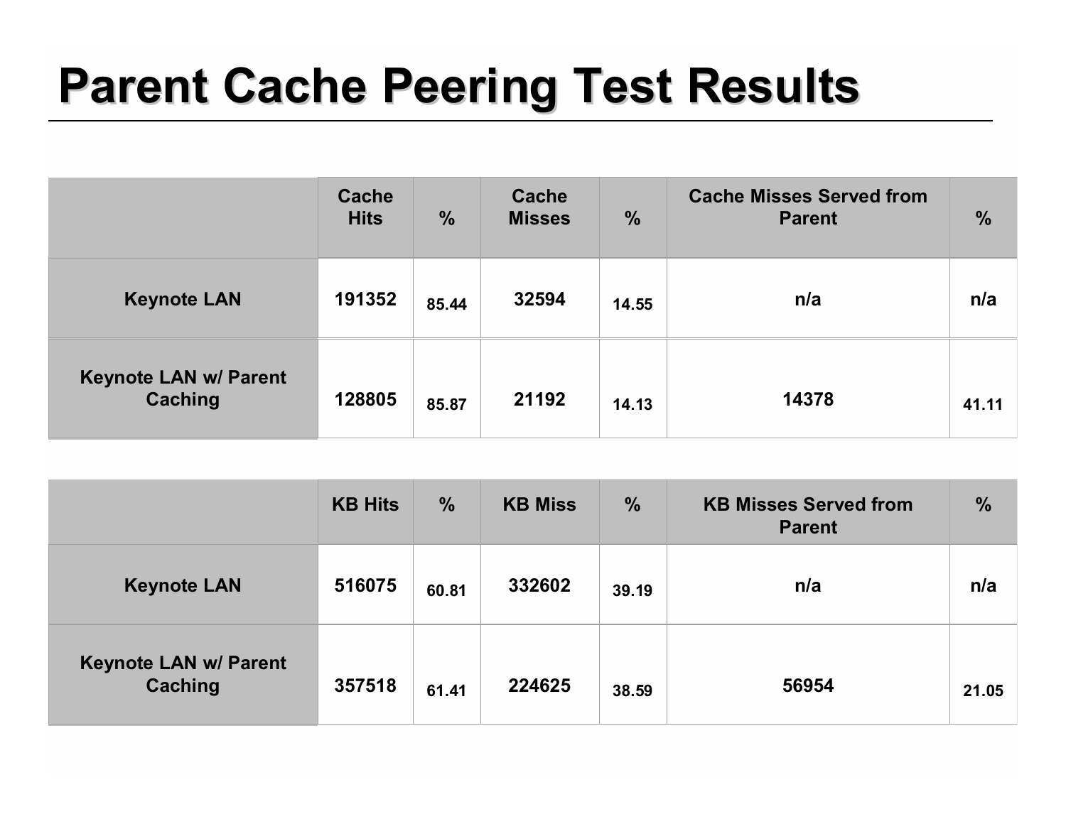# Parent Cache Peering Test Results

| | Cache Hits | % | Cache Misses | % | Cache Misses Served from Parent | % |
|---|---|---|---|---|---|---|
| **Keynote LAN** | 191352 | 85.44 | 32594 | 14.55 | n/a | n/a |
| **Keynote LAN w/ Parent Caching** | 128805 | 85.87 | 21192 | 14.13 | 14378 | 41.11 |

| | KB Hits | % | KB Miss | % | KB Misses Served from Parent | % |
|---|---|---|---|---|---|---|
| **Keynote LAN** | 516075 | 60.81 | 332602 | 39.19 | n/a | n/a |
| **Keynote LAN w/ Parent Caching** | 357518 | 61.41 | 224625 | 38.59 | 56954 | 21.05 |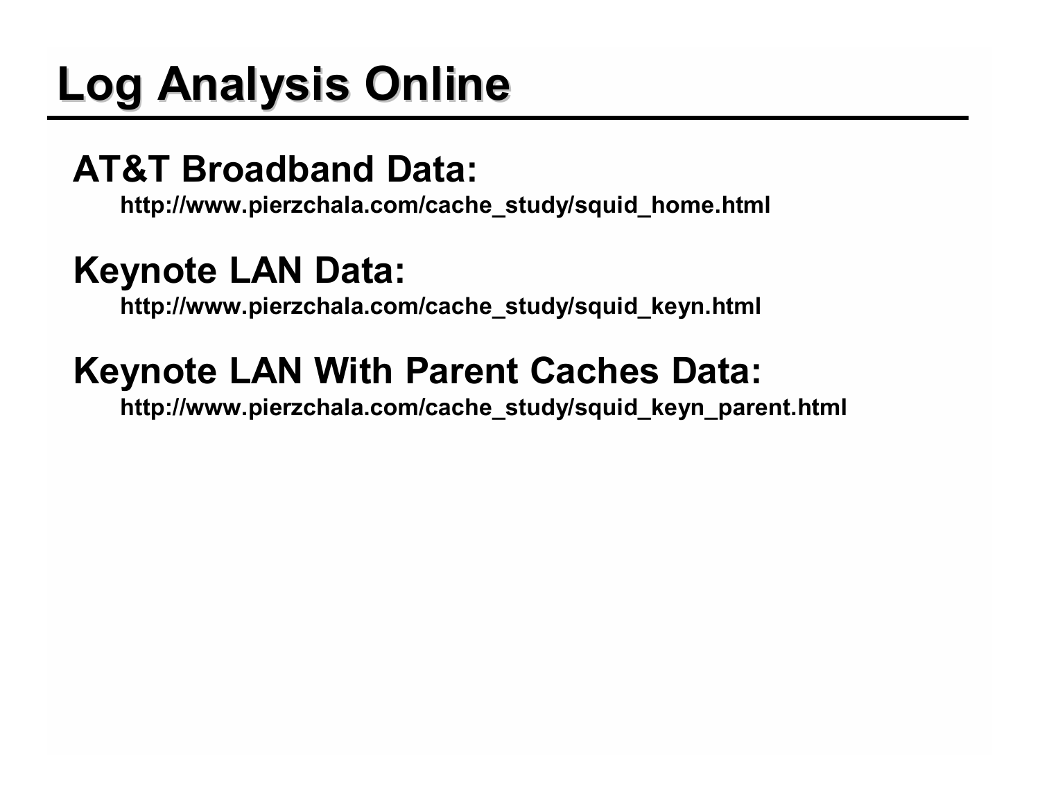# Log Analysis Online

## AT&T Broadband Data:

http://www.pierzchala.com/cache_study/squid_home.html

## Keynote LAN Data:

http://www.pierzchala.com/cache_study/squid_keyn.html

## Keynote LAN With Parent Caches Data:

http://www.pierzchala.com/cache_study/squid_keyn_parent.html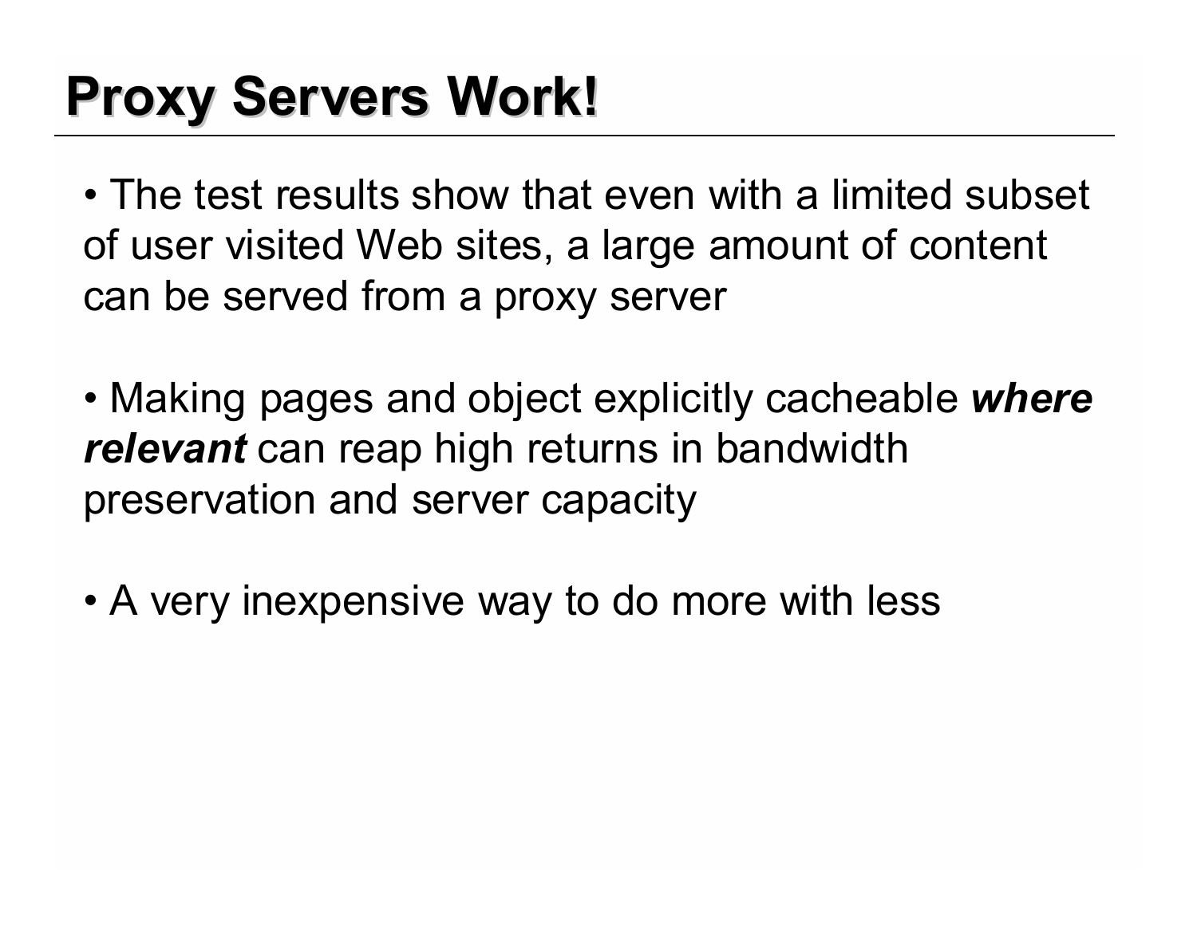# Proxy Servers Work!

- The test results show that even with a limited subset of user visited Web sites, a large amount of content can be served from a proxy server

- Making pages and object explicitly cacheable ***where relevant*** can reap high returns in bandwidth preservation and server capacity

- A very inexpensive way to do more with less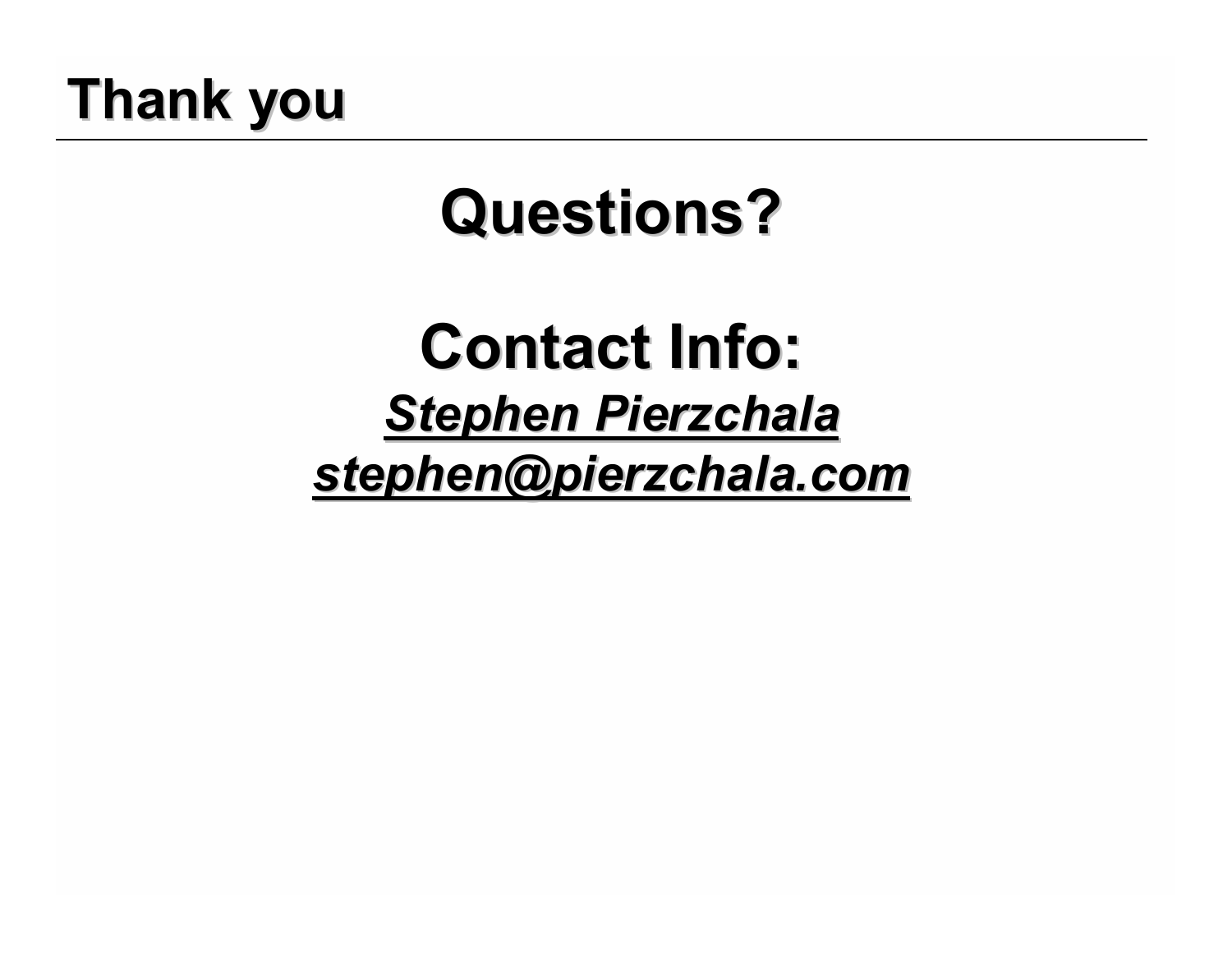# Thank you

## Questions?

## Contact Info:

***Stephen Pierzchala***

***stephen@pierzchala.com***